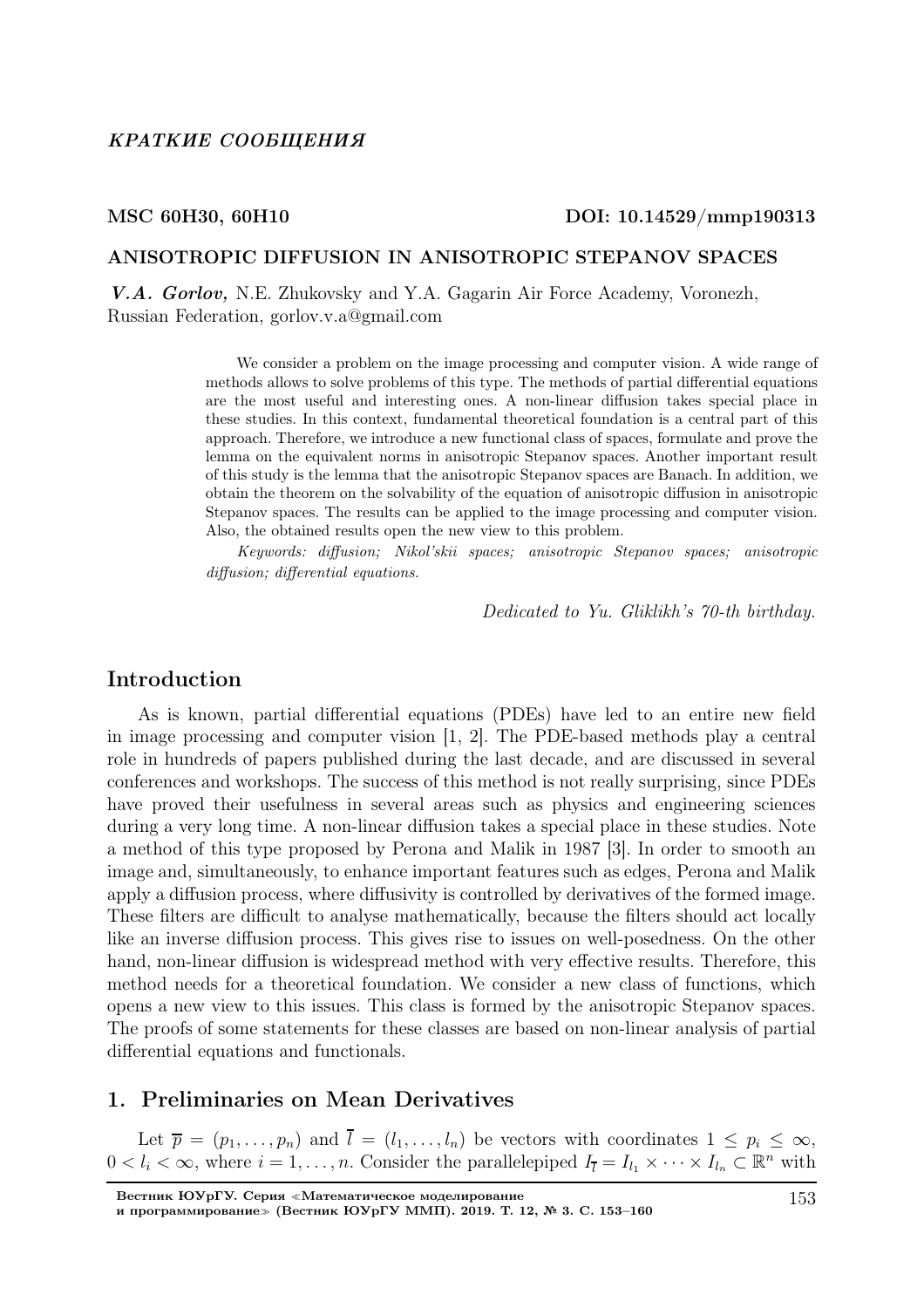*КРАТКИЕ СООБЩЕНИЯ*

**MSC 60H30, 60H10** **DOI: 10.14529/mmp190313**

# ANISOTROPIC DIFFUSION IN ANISOTROPIC STEPANOV SPACES

***V.A. Gorlov,*** N.E. Zhukovsky and Y.A. Gagarin Air Force Academy, Voronezh, Russian Federation, gorlov.v.a@gmail.com

> We consider a problem on the image processing and computer vision. A wide range of methods allows to solve problems of this type. The methods of partial differential equations are the most useful and interesting ones. A non-linear diffusion takes special place in these studies. In this context, fundamental theoretical foundation is a central part of this approach. Therefore, we introduce a new functional class of spaces, formulate and prove the lemma on the equivalent norms in anisotropic Stepanov spaces. Another important result of this study is the lemma that the anisotropic Stepanov spaces are Banach. In addition, we obtain the theorem on the solvability of the equation of anisotropic diffusion in anisotropic Stepanov spaces. The results can be applied to the image processing and computer vision. Also, the obtained results open the new view to this problem.
>
> *Keywords: diffusion; Nikol'skii spaces; anisotropic Stepanov spaces; anisotropic diffusion; differential equations.*

*Dedicated to Yu. Gliklikh's 70-th birthday.*

## Introduction

As is known, partial differential equations (PDEs) have led to an entire new field in image processing and computer vision [1, 2]. The PDE-based methods play a central role in hundreds of papers published during the last decade, and are discussed in several conferences and workshops. The success of this method is not really surprising, since PDEs have proved their usefulness in several areas such as physics and engineering sciences during a very long time. A non-linear diffusion takes a special place in these studies. Note a method of this type proposed by Perona and Malik in 1987 [3]. In order to smooth an image and, simultaneously, to enhance important features such as edges, Perona and Malik apply a diffusion process, where diffusivity is controlled by derivatives of the formed image. These filters are difficult to analyse mathematically, because the filters should act locally like an inverse diffusion process. This gives rise to issues on well-posedness. On the other hand, non-linear diffusion is widespread method with very effective results. Therefore, this method needs for a theoretical foundation. We consider a new class of functions, which opens a new view to this issues. This class is formed by the anisotropic Stepanov spaces. The proofs of some statements for these classes are based on non-linear analysis of partial differential equations and functionals.

## 1. Preliminaries on Mean Derivatives

Let $\overline{p} = (p_1, \ldots, p_n)$ and $\overline{l} = (l_1, \ldots, l_n)$ be vectors with coordinates $1 \leq p_i \leq \infty$, $0 < l_i < \infty$, where $i = 1, \ldots, n$. Consider the parallelepiped $I_{\overline{l}} = I_{l_1} \times \cdots \times I_{l_n} \subset \mathbb{R}^n$ with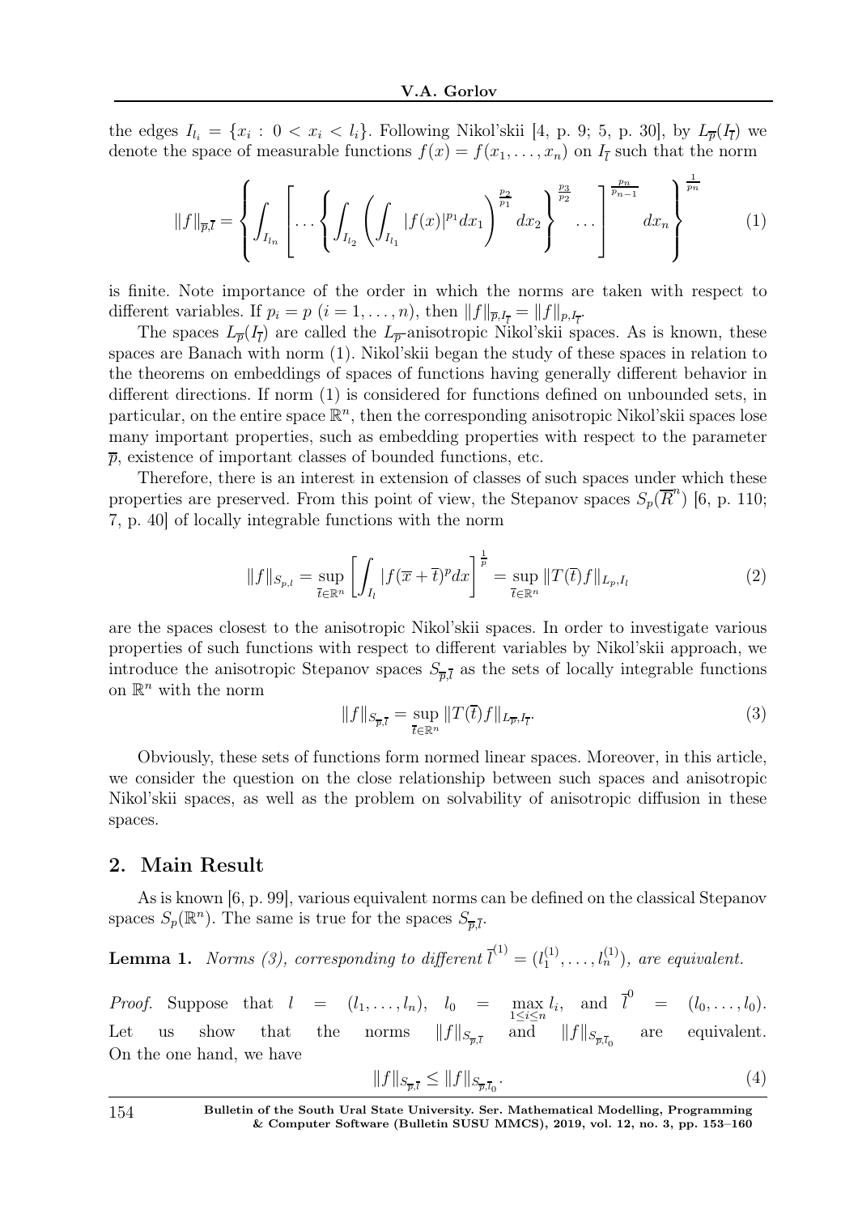the edges $I_{l_i} = \{x_i : 0 < x_i < l_i\}$. Following Nikol'skii [4, p. 9; 5, p. 30], by $L_{\overline{p}}(I_{\overline{l}})$ we denote the space of measurable functions $f(x) = f(x_1, \ldots, x_n)$ on $I_{\overline{l}}$ such that the norm

$$\|f\|_{\overline{p},\overline{l}} = \left\{ \int_{I_{l_n}} \left[ \ldots \left\{ \int_{I_{l_2}} \left( \int_{I_{l_1}} |f(x)|^{p_1} dx_1 \right)^{\frac{p_2}{p_1}} dx_2 \right\}^{\frac{p_3}{p_2}} \ldots \right]^{\frac{p_n}{p_{n-1}}} dx_n \right\}^{\frac{1}{p_n}} \tag{1}$$

is finite. Note importance of the order in which the norms are taken with respect to different variables. If $p_i = p$ $(i = 1, \ldots, n)$, then $\|f\|_{\overline{p},I_{\overline{l}}} = \|f\|_{p,I_{\overline{l}}}$.

The spaces $L_{\overline{p}}(I_{\overline{l}})$ are called the $L_{\overline{p}}$-anisotropic Nikol'skii spaces. As is known, these spaces are Banach with norm (1). Nikol'skii began the study of these spaces in relation to the theorems on embeddings of spaces of functions having generally different behavior in different directions. If norm (1) is considered for functions defined on unbounded sets, in particular, on the entire space $\mathbb{R}^n$, then the corresponding anisotropic Nikol'skii spaces lose many important properties, such as embedding properties with respect to the parameter $\overline{p}$, existence of important classes of bounded functions, etc.

Therefore, there is an interest in extension of classes of such spaces under which these properties are preserved. From this point of view, the Stepanov spaces $S_p(\overline{R}^n)$ [6, p. 110; 7, p. 40] of locally integrable functions with the norm

$$\|f\|_{S_{p,l}} = \sup_{\overline{t} \in \mathbb{R}^n} \left[ \int_{I_l} |f(\overline{x} + \overline{t})^p dx \right]^{\frac{1}{p}} = \sup_{\overline{t} \in \mathbb{R}^n} \|T(\overline{t})f\|_{L_p, I_l} \tag{2}$$

are the spaces closest to the anisotropic Nikol'skii spaces. In order to investigate various properties of such functions with respect to different variables by Nikol'skii approach, we introduce the anisotropic Stepanov spaces $S_{\overline{p},\overline{l}}$ as the sets of locally integrable functions on $\mathbb{R}^n$ with the norm

$$\|f\|_{S_{\overline{p},\overline{l}}} = \sup_{\overline{t} \in \mathbb{R}^n} \|T(\overline{t})f\|_{L_{\overline{p}}, I_{\overline{l}}}. \tag{3}$$

Obviously, these sets of functions form normed linear spaces. Moreover, in this article, we consider the question on the close relationship between such spaces and anisotropic Nikol'skii spaces, as well as the problem on solvability of anisotropic diffusion in these spaces.

## 2. Main Result

As is known [6, p. 99], various equivalent norms can be defined on the classical Stepanov spaces $S_p(\mathbb{R}^n)$. The same is true for the spaces $S_{\overline{p},\overline{l}}$.

**Lemma 1.** *Norms (3), corresponding to different $\overline{l}^{(1)} = (l_1^{(1)}, \ldots, l_n^{(1)})$, are equivalent.*

*Proof.* Suppose that $l = (l_1, \ldots, l_n)$, $l_0 = \max\limits_{1 \leq i \leq n} l_i$, and $\overline{l}^0 = (l_0, \ldots, l_0)$. Let us show that the norms $\|f\|_{S_{\overline{p},\overline{l}}}$ and $\|f\|_{S_{\overline{p},\overline{l}_0}}$ are equivalent. On the one hand, we have

$$\|f\|_{S_{\overline{p},\overline{l}}} \leq \|f\|_{S_{\overline{p},\overline{l}_0}}. \tag{4}$$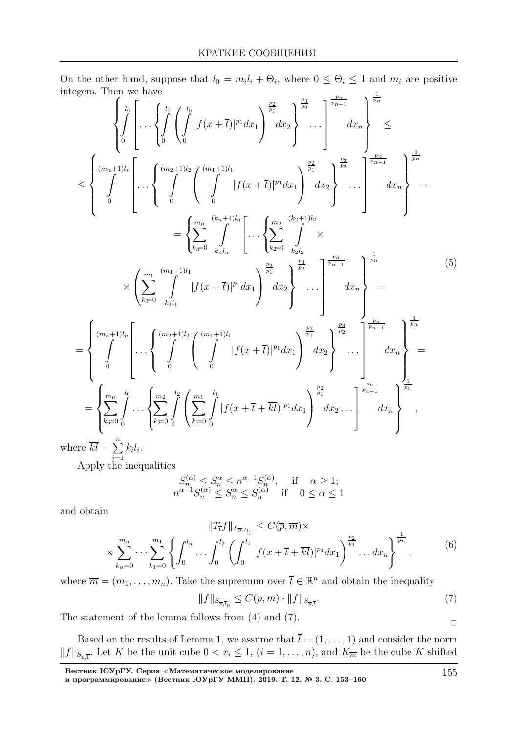On the other hand, suppose that $l_0 = m_i l_i + \Theta_i$, where $0 \leq \Theta_i \leq 1$ and $m_i$ are positive integers. Then we have

$$
\left\{ \int\limits_0^{l_0} \left[ \ldots \left\{ \int\limits_0^{l_0} \left( \int\limits_0^{l_0} |f(x+\overline{t})|^{p_1} dx_1 \right)^{\frac{p_2}{p_1}} dx_2 \right\}^{\frac{p_3}{p_2}} \ldots \right]^{\frac{p_n}{p_{n-1}}} dx_n \right\}^{\frac{1}{p_n}} \leq
$$

$$
\leq \left\{ \int\limits_0^{(m_n+1)l_n} \left[ \ldots \left\{ \int\limits_0^{(m_2+1)l_2} \left( \int\limits_0^{(m_1+1)l_1} |f(x+\overline{t})|^{p_1} dx_1 \right)^{\frac{p_2}{p_1}} dx_2 \right\}^{\frac{p_3}{p_2}} \ldots \right]^{\frac{p_n}{p_{n-1}}} dx_n \right\}^{\frac{1}{p_n}} =
$$

$$
= \left\{ \sum_{k_n=0}^{m_n} \int\limits_{k_n l_n}^{(k_n+1)l_n} \left[ \ldots \left\{ \sum_{k_2=0}^{m_2} \int\limits_{k_2 l_2}^{(k_2+1)l_2} \times \right.\right.\right.
$$

$$
\left.\left.\left. \times \left( \sum_{k_1=0}^{m_1} \int\limits_{k_1 l_1}^{(m_1+1)l_1} |f(x+\overline{t})|^{p_1} dx_1 \right)^{\frac{p_2}{p_1}} dx_2 \right\}^{\frac{p_3}{p_2}} \ldots \right]^{\frac{p_n}{p_{n-1}}} dx_n \right\}^{\frac{1}{p_n}} = \tag{5}
$$

$$
= \left\{ \int\limits_0^{(m_n+1)l_n} \left[ \ldots \left\{ \int\limits_0^{(m_2+1)l_2} \left( \int\limits_0^{(m_1+1)l_1} |f(x+\overline{t})|^{p_1} dx_1 \right)^{\frac{p_2}{p_1}} dx_2 \right\}^{\frac{p_3}{p_2}} \ldots \right]^{\frac{p_n}{p_{n-1}}} dx_n \right\}^{\frac{1}{p_n}} =
$$

$$
= \left\{ \sum_{k_n=0}^{m_n} \int\limits_0^{l_0} \ldots \left\{ \sum_{k_2=0}^{m_2} \int\limits_0^{l_2} \left( \sum_{k_1=0}^{m_1} \int\limits_0^{l_1} |f(x+\overline{t}+\overline{kl})|^{p_1} dx_1 \right)^{\frac{p_2}{p_1}} dx_2 \ldots \right]^{\frac{p_n}{p_{n-1}}} dx_n \right\}^{\frac{1}{p_n}},
$$

where $\overline{kl} = \sum\limits_{i=1}^{n} k_i l_i$.

Apply the inequalities

$$
\begin{array}{c}
S_n^{(\alpha)} \leq S_n^{\alpha} \leq n^{\alpha-1} S_n^{(\alpha)}, \quad \text{if} \quad \alpha \geq 1; \\
n^{\alpha-1} S_n^{(\alpha)} \leq S_n^{\alpha} \leq S_n^{(\alpha)} \quad \text{if} \quad 0 \leq \alpha \leq 1
\end{array}
$$

and obtain

$$
\|T_{\overline{t}} f\|_{L_{\overline{p},I_{l_0}}} \leq C(\overline{p}, \overline{m}) \times
$$

$$
\times \sum_{k_n=0}^{m_n} \cdots \sum_{k_1=0}^{m_1} \left\{ \int_0^{l_n} \ldots \int_0^{l_2} \left( \int_0^{l_1} |f(x+\overline{t}+\overline{kl})|^{p_1} dx_1 \right)^{\frac{p_2}{p_1}} \ldots dx_n \right\}^{\frac{1}{p_n}}, \tag{6}
$$

where $\overline{m} = (m_1, \ldots, m_n)$. Take the supremum over $\overline{t} \in \mathbb{R}^n$ and obtain the inequality

$$
\|f\|_{S_{\overline{p},\overline{l}_0}} \leq C(\overline{p}, \overline{m}) \cdot \|f\|_{S_{\overline{p},\overline{l}}}. \tag{7}
$$

The statement of the lemma follows from (4) and (7).

□

Based on the results of Lemma 1, we assume that $\overline{l} = (1, \ldots, 1)$ and consider the norm $\|f\|_{S_{\overline{p},\overline{1}}}$. Let $K$ be the unit cube $0 < x_i \leq 1$, $(i = 1, \ldots, n)$, and $K_{\overline{m}}$ be the cube $K$ shifted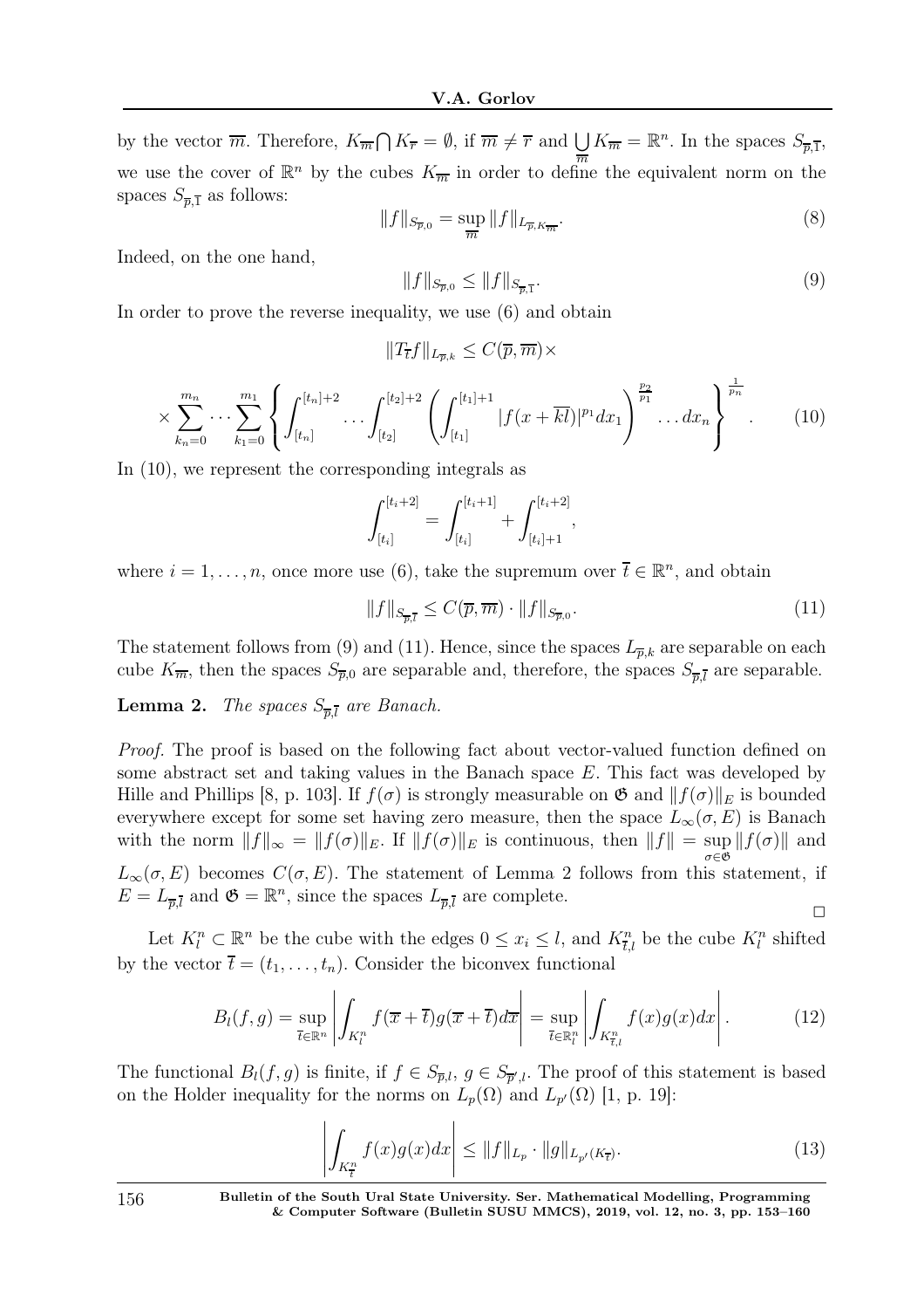by the vector $\overline{m}$. Therefore, $K_{\overline{m}} \bigcap K_{\overline{r}} = \emptyset$, if $\overline{m} \neq \overline{r}$ and $\bigcup\limits_{\overline{m}} K_{\overline{m}} = \mathbb{R}^n$. In the spaces $S_{\overline{p},\overline{1}}$, we use the cover of $\mathbb{R}^n$ by the cubes $K_{\overline{m}}$ in order to define the equivalent norm on the spaces $S_{\overline{p},\overline{1}}$ as follows:

$$\|f\|_{S_{\overline{p},0}} = \sup_{\overline{m}} \|f\|_{L_{\overline{p},K_{\overline{m}}}}. \tag{8}$$

Indeed, on the one hand,

$$\|f\|_{S_{\overline{p},0}} \leq \|f\|_{S_{\overline{p},\overline{1}}}. \tag{9}$$

In order to prove the reverse inequality, we use (6) and obtain

$$\|T_{\overline{t}} f\|_{L_{\overline{p},k}} \leq C(\overline{p}, \overline{m}) \times$$

$$\times \sum_{k_n=0}^{m_n} \cdots \sum_{k_1=0}^{m_1} \left\{ \int_{[t_n]}^{[t_n]+2} \cdots \int_{[t_2]}^{[t_2]+2} \left( \int_{[t_1]}^{[t_1]+1} |f(x+\overline{kl})|^{p_1} dx_1 \right)^{\frac{p_2}{p_1}} \cdots dx_n \right\}^{\frac{1}{p_n}}. \tag{10}$$

In (10), we represent the corresponding integrals as

$$\int_{[t_i]}^{[t_i+2]} = \int_{[t_i]}^{[t_i+1]} + \int_{[t_i]+1}^{[t_i+2]},$$

where $i = 1, \ldots, n$, once more use (6), take the supremum over $\overline{t} \in \mathbb{R}^n$, and obtain

$$\|f\|_{S_{\overline{p},\overline{l}}} \leq C(\overline{p}, \overline{m}) \cdot \|f\|_{S_{\overline{p},0}}. \tag{11}$$

The statement follows from (9) and (11). Hence, since the spaces $L_{\overline{p},k}$ are separable on each cube $K_{\overline{m}}$, then the spaces $S_{\overline{p},0}$ are separable and, therefore, the spaces $S_{\overline{p},\overline{l}}$ are separable.

**Lemma 2.** *The spaces $S_{\overline{p},\overline{l}}$ are Banach.*

*Proof.* The proof is based on the following fact about vector-valued function defined on some abstract set and taking values in the Banach space $E$. This fact was developed by Hille and Phillips [8, p. 103]. If $f(\sigma)$ is strongly measurable on $\mathfrak{G}$ and $\|f(\sigma)\|_E$ is bounded everywhere except for some set having zero measure, then the space $L_\infty(\sigma, E)$ is Banach with the norm $\|f\|_\infty = \|f(\sigma)\|_E$. If $\|f(\sigma)\|_E$ is continuous, then $\|f\| = \sup\limits_{\sigma \in \mathfrak{G}} \|f(\sigma)\|$ and $L_\infty(\sigma, E)$ becomes $C(\sigma, E)$. The statement of Lemma 2 follows from this statement, if $E = L_{\overline{p},\overline{l}}$ and $\mathfrak{G} = \mathbb{R}^n$, since the spaces $L_{\overline{p},\overline{l}}$ are complete. □

Let $K_l^n \subset \mathbb{R}^n$ be the cube with the edges $0 \leq x_i \leq l$, and $K_{\overline{t},l}^n$ be the cube $K_l^n$ shifted by the vector $\overline{t} = (t_1, \ldots, t_n)$. Consider the biconvex functional

$$B_l(f, g) = \sup_{\overline{t} \in \mathbb{R}^n} \left| \int_{K_l^n} f(\overline{x} + \overline{t}) g(\overline{x} + \overline{t}) d\overline{x} \right| = \sup_{\overline{t} \in \mathbb{R}_l^n} \left| \int_{K_{\overline{t},l}^n} f(x) g(x) dx \right|. \tag{12}$$

The functional $B_l(f, g)$ is finite, if $f \in S_{\overline{p},l}$, $g \in S_{\overline{p}',l}$. The proof of this statement is based on the Holder inequality for the norms on $L_p(\Omega)$ and $L_{p'}(\Omega)$ [1, p. 19]:

$$\left| \int_{K_{\overline{t}}^n} f(x) g(x) dx \right| \leq \|f\|_{L_p} \cdot \|g\|_{L_{p'}(K_{\overline{t}})}. \tag{13}$$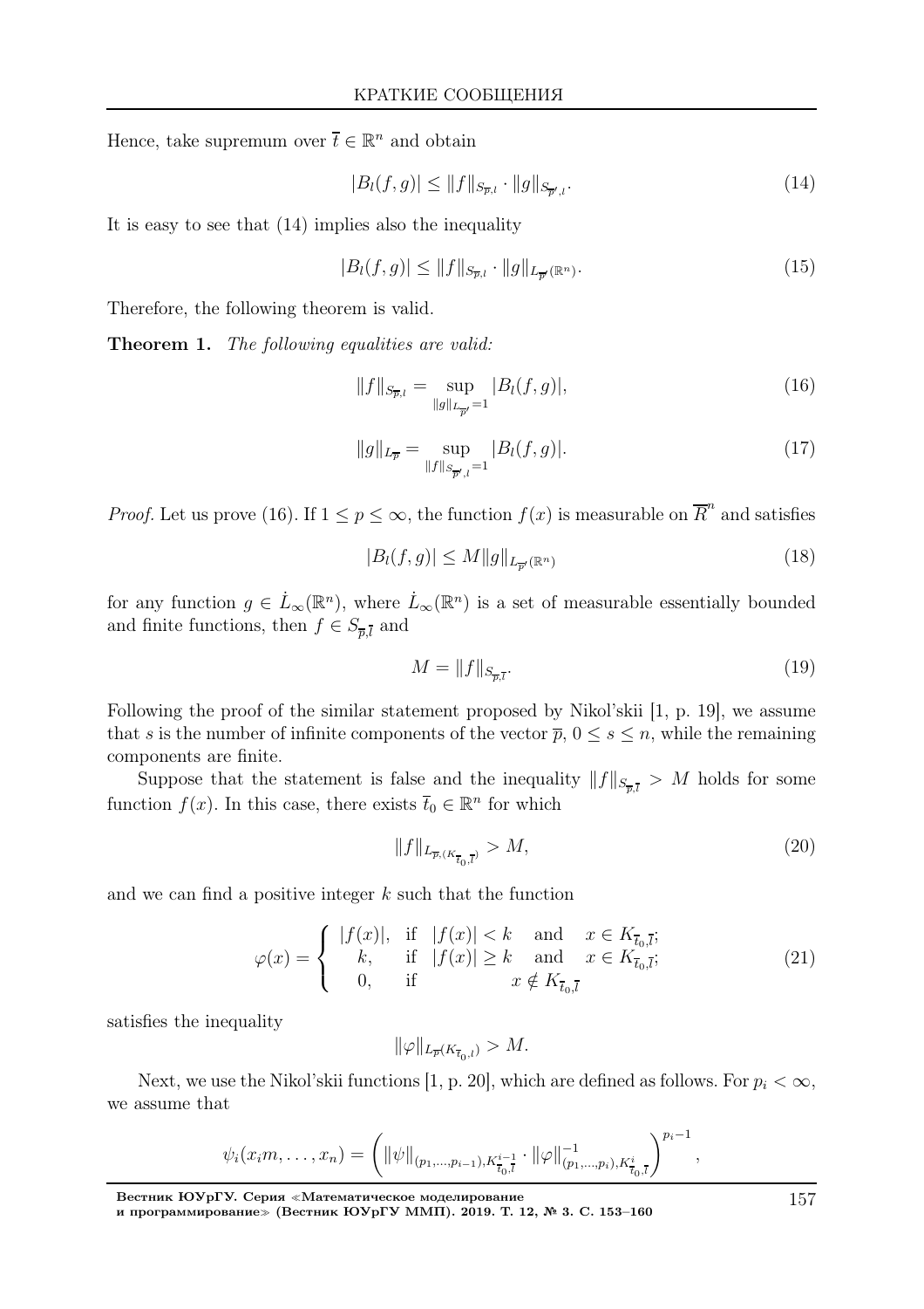Hence, take supremum over $\overline{t} \in \mathbb{R}^n$ and obtain

$$|B_l(f,g)| \leq \|f\|_{S_{\overline{p},l}} \cdot \|g\|_{S_{\overline{p}',l}}. \tag{14}$$

It is easy to see that (14) implies also the inequality

$$|B_l(f,g)| \leq \|f\|_{S_{\overline{p},l}} \cdot \|g\|_{L_{\overline{p}'}(\mathbb{R}^n)}. \tag{15}$$

Therefore, the following theorem is valid.

**Theorem 1.** *The following equalities are valid:*

$$\|f\|_{S_{\overline{p},l}} = \sup_{\|g\|_{L_{\overline{p}'}}=1} |B_l(f,g)|, \tag{16}$$

$$\|g\|_{L_{\overline{p}}} = \sup_{\|f\|_{S_{\overline{p}',l}}=1} |B_l(f,g)|. \tag{17}$$

*Proof.* Let us prove (16). If $1 \leq p \leq \infty$, the function $f(x)$ is measurable on $\overline{R}^n$ and satisfies

$$|B_l(f,g)| \leq M \|g\|_{L_{\overline{p}'}(\mathbb{R}^n)} \tag{18}$$

for any function $g \in \dot{L}_\infty(\mathbb{R}^n)$, where $\dot{L}_\infty(\mathbb{R}^n)$ is a set of measurable essentially bounded and finite functions, then $f \in S_{\overline{p},\overline{l}}$ and

$$M = \|f\|_{S_{\overline{p},\overline{l}}}. \tag{19}$$

Following the proof of the similar statement proposed by Nikol'skii [1, p. 19], we assume that $s$ is the number of infinite components of the vector $\overline{p}$, $0 \leq s \leq n$, while the remaining components are finite.

Suppose that the statement is false and the inequality $\|f\|_{S_{\overline{p},\overline{l}}} > M$ holds for some function $f(x)$. In this case, there exists $\overline{t}_0 \in \mathbb{R}^n$ for which

$$\|f\|_{L_{\overline{p},(K_{\overline{t}_0,\overline{l}})}} > M, \tag{20}$$

and we can find a positive integer $k$ such that the function

$$\varphi(x) = \begin{cases} |f(x)|, & \text{if} \quad |f(x)| < k \quad \text{and} \quad x \in K_{\overline{t}_0,\overline{l}}; \\ k, & \text{if} \quad |f(x)| \geq k \quad \text{and} \quad x \in K_{\overline{t}_0,\overline{l}}; \\ 0, & \text{if} \quad x \notin K_{\overline{t}_0,\overline{l}} \end{cases} \tag{21}$$

satisfies the inequality

$$\|\varphi\|_{L_{\overline{p}}(K_{\overline{t}_0,l})} > M.$$

Next, we use the Nikol'skii functions [1, p. 20], which are defined as follows. For $p_i < \infty$, we assume that

$$\psi_i(x_i m, \ldots, x_n) = \left( \|\psi\|_{(p_1,\ldots,p_{i-1}),K^{i-1}_{\overline{t}_0,\overline{l}}} \cdot \|\varphi\|^{-1}_{(p_1,\ldots,p_i),K^i_{\overline{t}_0,\overline{l}}} \right)^{p_i - 1},$$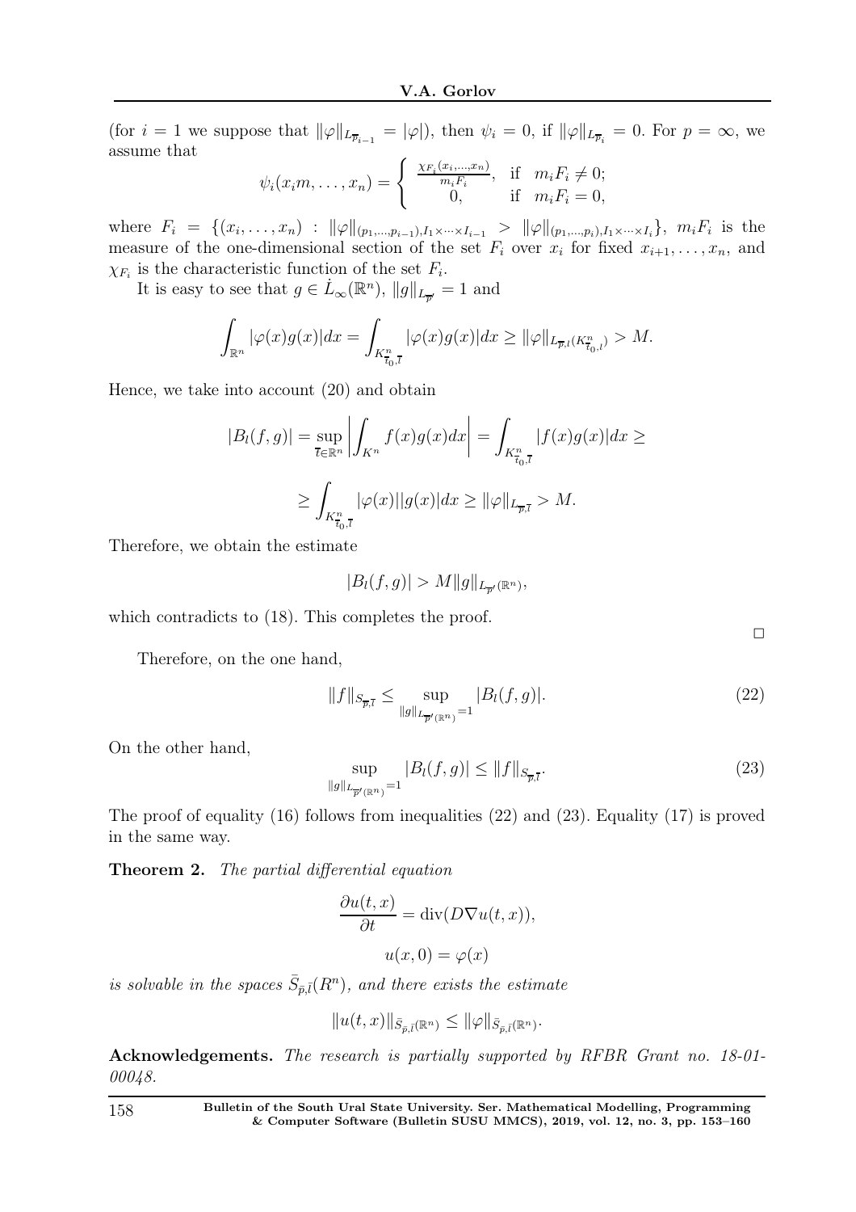(for $i = 1$ we suppose that $\|\varphi\|_{L_{\overline{p}_{i-1}}} = |\varphi|$), then $\psi_i = 0$, if $\|\varphi\|_{L_{\overline{p}_i}} = 0$. For $p = \infty$, we assume that

$$\psi_i(x_i m, \ldots, x_n) = \begin{cases} \frac{\chi_{F_i}(x_i, \ldots, x_n)}{m_i F_i}, & \text{if} \quad m_i F_i \neq 0; \\ 0, & \text{if} \quad m_i F_i = 0, \end{cases}$$

where $F_i = \{(x_i, \ldots, x_n) : \|\varphi\|_{(p_1,\ldots,p_{i-1}), I_1 \times \cdots \times I_{i-1}} > \|\varphi\|_{(p_1,\ldots,p_i), I_1 \times \cdots \times I_i}\}$, $m_i F_i$ is the measure of the one-dimensional section of the set $F_i$ over $x_i$ for fixed $x_{i+1}, \ldots, x_n$, and $\chi_{F_i}$ is the characteristic function of the set $F_i$.

It is easy to see that $g \in \dot{L}_\infty(\mathbb{R}^n)$, $\|g\|_{L_{\overline{p}'}} = 1$ and

$$\int_{\mathbb{R}^n} |\varphi(x) g(x)| dx = \int_{K^n_{\overline{t}_0, \overline{l}}} |\varphi(x) g(x)| dx \geq \|\varphi\|_{L_{\overline{p}, l}(K^n_{\overline{t}_0, l})} > M.$$

Hence, we take into account (20) and obtain

$$|B_l(f, g)| = \sup_{\overline{t} \in \mathbb{R}^n} \left| \int_{K^n} f(x) g(x) dx \right| = \int_{K^n_{\overline{t}_0, \overline{l}}} |f(x) g(x)| dx \geq$$

$$\geq \int_{K^n_{\overline{t}_0, \overline{l}}} |\varphi(x)||g(x)| dx \geq \|\varphi\|_{L_{\overline{p}, \overline{l}}} > M.$$

Therefore, we obtain the estimate

$$|B_l(f, g)| > M \|g\|_{L_{\overline{p}'}(\mathbb{R}^n)},$$

which contradicts to (18). This completes the proof. $\square$

Therefore, on the one hand,

$$\|f\|_{S_{\overline{p}, \overline{l}}} \leq \sup_{\|g\|_{L_{\overline{p}'(\mathbb{R}^n)}} = 1} |B_l(f, g)|. \tag{22}$$

On the other hand,

$$\sup_{\|g\|_{L_{\overline{p}'(\mathbb{R}^n)}} = 1} |B_l(f, g)| \leq \|f\|_{S_{\overline{p}, \overline{l}}}. \tag{23}$$

The proof of equality (16) follows from inequalities (22) and (23). Equality (17) is proved in the same way.

**Theorem 2.** *The partial differential equation*

$$\frac{\partial u(t, x)}{\partial t} = \operatorname{div}(D \nabla u(t, x)),$$

$$u(x, 0) = \varphi(x)$$

*is solvable in the spaces $\bar{S}_{\bar{p}, \bar{l}}(R^n)$, and there exists the estimate*

$$\|u(t, x)\|_{\bar{S}_{\bar{p}, \bar{l}}(\mathbb{R}^n)} \leq \|\varphi\|_{\bar{S}_{\bar{p}, \bar{l}}(\mathbb{R}^n)}.$$

**Acknowledgements.** *The research is partially supported by RFBR Grant no. 18-01-00048.*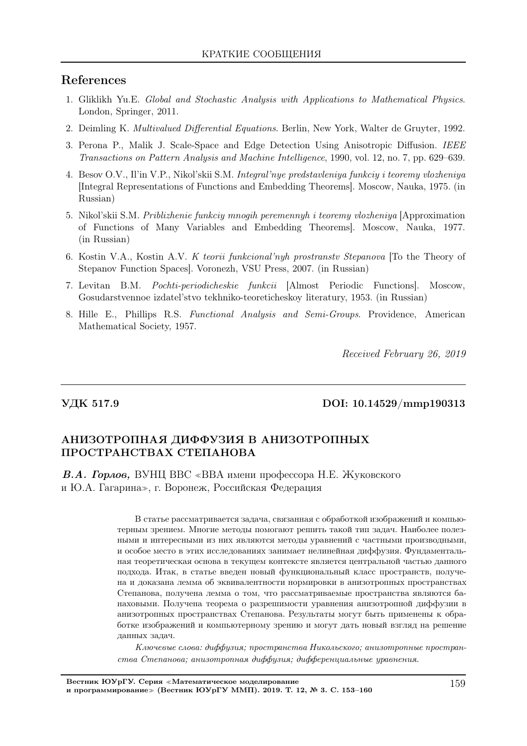## References

1. Gliklikh Yu.E. *Global and Stochastic Analysis with Applications to Mathematical Physics*. London, Springer, 2011.
2. Deimling K. *Multivalued Differential Equations*. Berlin, New York, Walter de Gruyter, 1992.
3. Perona P., Malik J. Scale-Space and Edge Detection Using Anisotropic Diffusion. *IEEE Transactions on Pattern Analysis and Machine Intelligence*, 1990, vol. 12, no. 7, pp. 629–639.
4. Besov O.V., Il'in V.P., Nikol'skii S.M. *Integral'nye predstavleniya funkciy i teoremy vlozheniya* [Integral Representations of Functions and Embedding Theorems]. Moscow, Nauka, 1975. (in Russian)
5. Nikol'skii S.M. *Priblizhenie funkciy mnogih peremennyh i teoremy vlozheniya* [Approximation of Functions of Many Variables and Embedding Theorems]. Moscow, Nauka, 1977. (in Russian)
6. Kostin V.A., Kostin A.V. *K teorii funkcional'nyh prostranstv Stepanova* [To the Theory of Stepanov Function Spaces]. Voronezh, VSU Press, 2007. (in Russian)
7. Levitan B.M. *Pochti-periodicheskie funkcii* [Almost Periodic Functions]. Moscow, Gosudarstvennoe izdatel'stvo tekhniko-teoreticheskoy literatury, 1953. (in Russian)
8. Hille E., Phillips R.S. *Functional Analysis and Semi-Groups*. Providence, American Mathematical Society, 1957.

*Received February 26, 2019*

---

**УДК 517.9** **DOI: 10.14529/mmp190313**

# АНИЗОТРОПНАЯ ДИФФУЗИЯ В АНИЗОТРОПНЫХ ПРОСТРАНСТВАХ СТЕПАНОВА

***В.А. Горлов,*** ВУНЦ ВВС «ВВА имени профессора Н.Е. Жуковского и Ю.А. Гагарина», г. Воронеж, Российская Федерация

В статье рассматривается задача, связанная с обработкой изображений и компьютерным зрением. Многие методы помогают решить такой тип задач. Наиболее полезными и интересными из них являются методы уравнений с частными производными, и особое место в этих исследованиях занимает нелинейная диффузия. Фундаментальная теоретическая основа в текущем контексте является центральной частью данного подхода. Итак, в статье введен новый функциональный класс пространств, получена и доказана лемма об эквивалентности нормировки в анизотропных пространствах Степанова, получена лемма о том, что рассматриваемые пространства являются банаховыми. Получена теорема о разрешимости уравнения анизотропной диффузии в анизотропных пространствах Степанова. Результаты могут быть применены к обработке изображений и компьютерному зрению и могут дать новый взгляд на решение данных задач.

*Ключевые слова: диффузия; пространства Никольского; анизотропные пространства Степанова; анизотропная диффузия; дифференциальные уравнения.*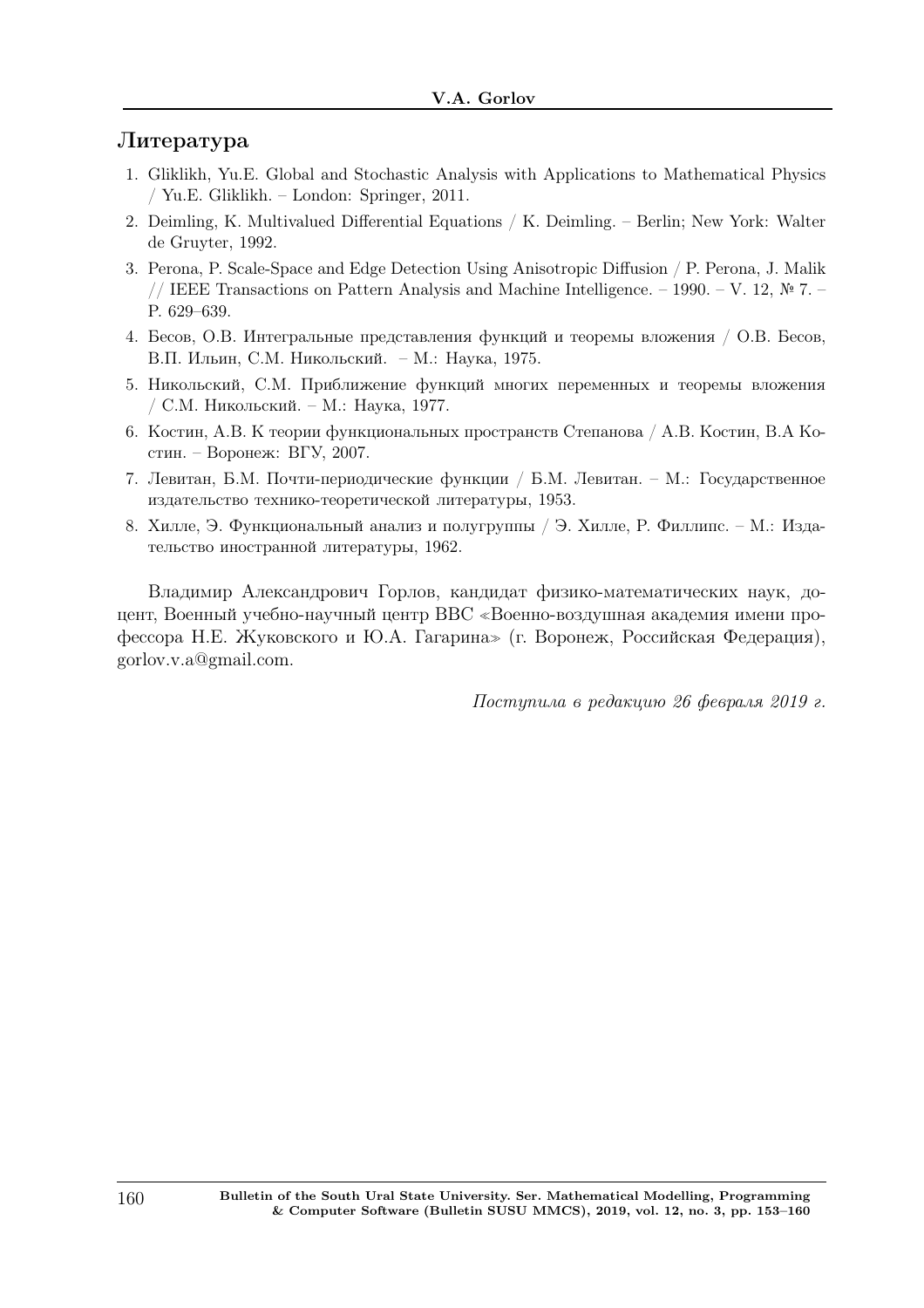## Литература

1. Gliklikh, Yu.E. Global and Stochastic Analysis with Applications to Mathematical Physics / Yu.E. Gliklikh. – London: Springer, 2011.
2. Deimling, K. Multivalued Differential Equations / K. Deimling. – Berlin; New York: Walter de Gruyter, 1992.
3. Perona, P. Scale-Space and Edge Detection Using Anisotropic Diffusion / P. Perona, J. Malik // IEEE Transactions on Pattern Analysis and Machine Intelligence. – 1990. – V. 12, № 7. – P. 629–639.
4. Бесов, О.В. Интегральные представления функций и теоремы вложения / О.В. Бесов, В.П. Ильин, С.М. Никольский. – М.: Наука, 1975.
5. Никольский, С.М. Приближение функций многих переменных и теоремы вложения / С.М. Никольский. – М.: Наука, 1977.
6. Костин, А.В. К теории функциональных пространств Степанова / А.В. Костин, В.А Костин. – Воронеж: ВГУ, 2007.
7. Левитан, Б.М. Почти-периодические функции / Б.М. Левитан. – М.: Государственное издательство технико-теоретической литературы, 1953.
8. Хилле, Э. Функциональный анализ и полугруппы / Э. Хилле, Р. Филлипс. – М.: Издательство иностранной литературы, 1962.

Владимир Александрович Горлов, кандидат физико-математических наук, доцент, Военный учебно-научный центр ВВС «Военно-воздушная академия имени профессора Н.Е. Жуковского и Ю.А. Гагарина» (г. Воронеж, Российская Федерация), gorlov.v.a@gmail.com.

*Поступила в редакцию 26 февраля 2019 г.*